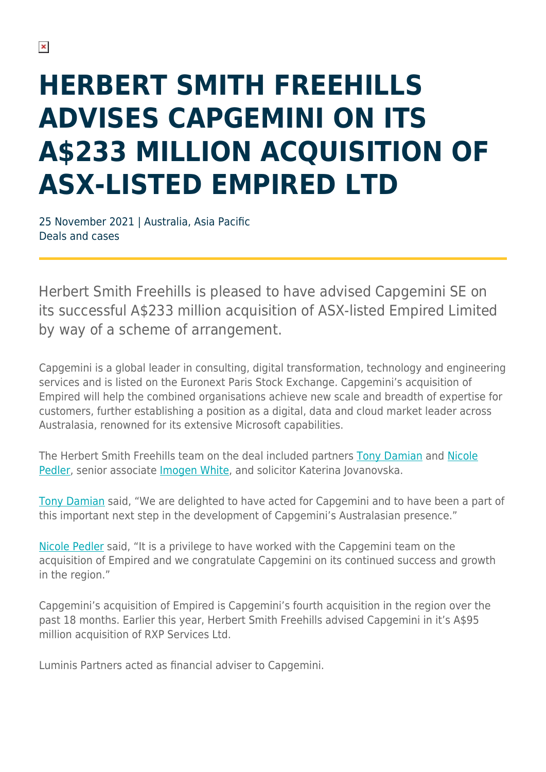# HERBERT SMITH FREEHILLS ADVISES CAPGEMINI ON ITS A$233 MILLION ACQUISITION OF ASX-LISTED EMPIRED LTD

25 November 2021 | Australia, Asia Pacific
Deals and cases

Herbert Smith Freehills is pleased to have advised Capgemini SE on its successful A$233 million acquisition of ASX-listed Empired Limited by way of a scheme of arrangement.

Capgemini is a global leader in consulting, digital transformation, technology and engineering services and is listed on the Euronext Paris Stock Exchange. Capgemini's acquisition of Empired will help the combined organisations achieve new scale and breadth of expertise for customers, further establishing a position as a digital, data and cloud market leader across Australasia, renowned for its extensive Microsoft capabilities.

The Herbert Smith Freehills team on the deal included partners Tony Damian and Nicole Pedler, senior associate Imogen White, and solicitor Katerina Jovanovska.

Tony Damian said, "We are delighted to have acted for Capgemini and to have been a part of this important next step in the development of Capgemini's Australasian presence."

Nicole Pedler said, "It is a privilege to have worked with the Capgemini team on the acquisition of Empired and we congratulate Capgemini on its continued success and growth in the region."

Capgemini's acquisition of Empired is Capgemini's fourth acquisition in the region over the past 18 months. Earlier this year, Herbert Smith Freehills advised Capgemini in it's A$95 million acquisition of RXP Services Ltd.

Luminis Partners acted as financial adviser to Capgemini.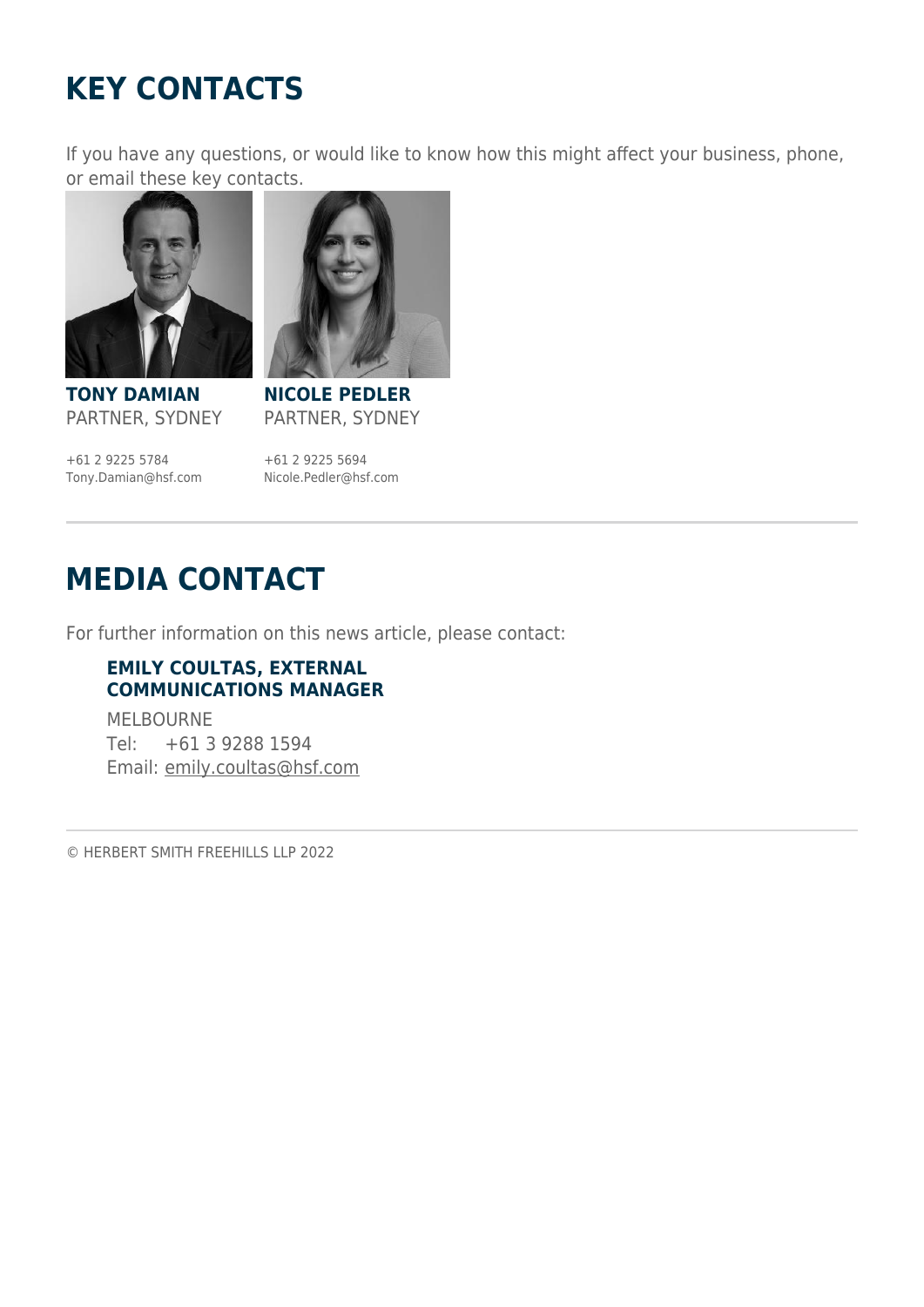# KEY CONTACTS

If you have any questions, or would like to know how this might affect your business, phone, or email these key contacts.

**TONY DAMIAN**
PARTNER, SYDNEY

+61 2 9225 5784
Tony.Damian@hsf.com

**NICOLE PEDLER**
PARTNER, SYDNEY

+61 2 9225 5694
Nicole.Pedler@hsf.com

# MEDIA CONTACT

For further information on this news article, please contact:

**EMILY COULTAS, EXTERNAL COMMUNICATIONS MANAGER**

MELBOURNE
Tel: +61 3 9288 1594
Email: emily.coultas@hsf.com

© HERBERT SMITH FREEHILLS LLP 2022